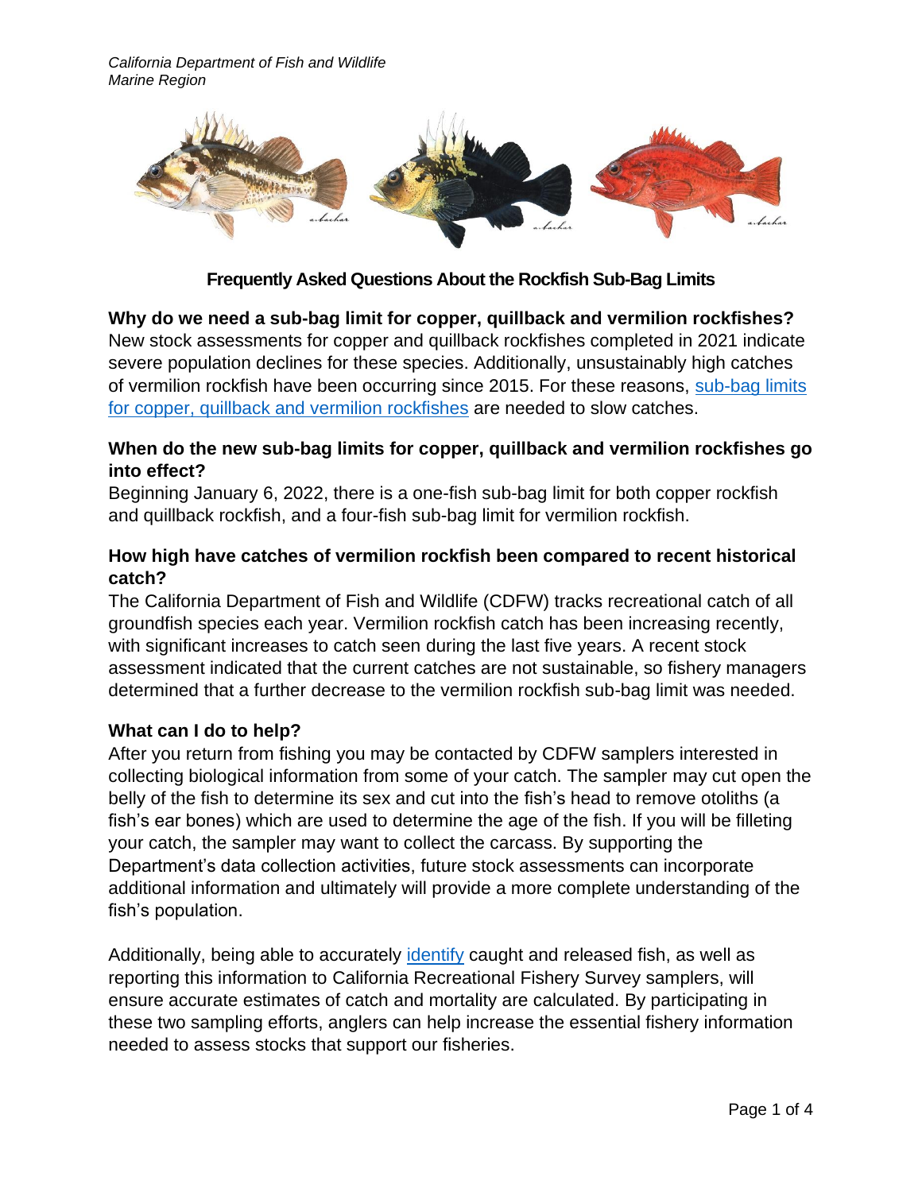*California Department of Fish and Wildlife*
*Marine Region*

# Frequently Asked Questions About the Rockfish Sub-Bag Limits

### Why do we need a sub-bag limit for copper, quillback and vermilion rockfishes?

New stock assessments for copper and quillback rockfishes completed in 2021 indicate severe population declines for these species. Additionally, unsustainably high catches of vermilion rockfish have been occurring since 2015. For these reasons, sub-bag limits for copper, quillback and vermilion rockfishes are needed to slow catches.

### When do the new sub-bag limits for copper, quillback and vermilion rockfishes go into effect?

Beginning January 6, 2022, there is a one-fish sub-bag limit for both copper rockfish and quillback rockfish, and a four-fish sub-bag limit for vermilion rockfish.

### How high have catches of vermilion rockfish been compared to recent historical catch?

The California Department of Fish and Wildlife (CDFW) tracks recreational catch of all groundfish species each year. Vermilion rockfish catch has been increasing recently, with significant increases to catch seen during the last five years. A recent stock assessment indicated that the current catches are not sustainable, so fishery managers determined that a further decrease to the vermilion rockfish sub-bag limit was needed.

### What can I do to help?

After you return from fishing you may be contacted by CDFW samplers interested in collecting biological information from some of your catch. The sampler may cut open the belly of the fish to determine its sex and cut into the fish's head to remove otoliths (a fish's ear bones) which are used to determine the age of the fish. If you will be filleting your catch, the sampler may want to collect the carcass. By supporting the Department's data collection activities, future stock assessments can incorporate additional information and ultimately will provide a more complete understanding of the fish's population.

Additionally, being able to accurately identify caught and released fish, as well as reporting this information to California Recreational Fishery Survey samplers, will ensure accurate estimates of catch and mortality are calculated. By participating in these two sampling efforts, anglers can help increase the essential fishery information needed to assess stocks that support our fisheries.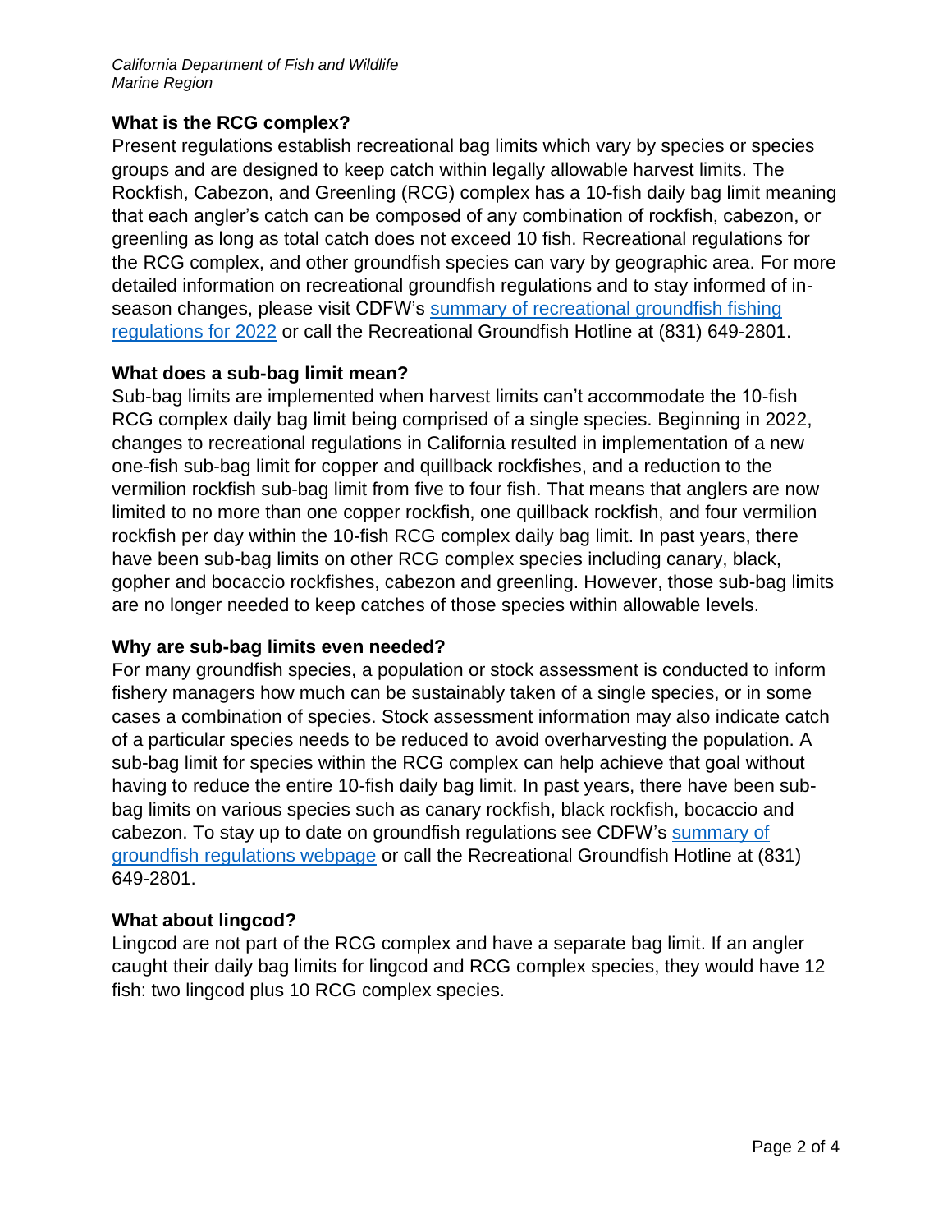## What is the RCG complex?

Present regulations establish recreational bag limits which vary by species or species groups and are designed to keep catch within legally allowable harvest limits. The Rockfish, Cabezon, and Greenling (RCG) complex has a 10-fish daily bag limit meaning that each angler's catch can be composed of any combination of rockfish, cabezon, or greenling as long as total catch does not exceed 10 fish. Recreational regulations for the RCG complex, and other groundfish species can vary by geographic area. For more detailed information on recreational groundfish regulations and to stay informed of in-season changes, please visit CDFW's summary of recreational groundfish fishing regulations for 2022 or call the Recreational Groundfish Hotline at (831) 649-2801.

## What does a sub-bag limit mean?

Sub-bag limits are implemented when harvest limits can't accommodate the 10-fish RCG complex daily bag limit being comprised of a single species. Beginning in 2022, changes to recreational regulations in California resulted in implementation of a new one-fish sub-bag limit for copper and quillback rockfishes, and a reduction to the vermilion rockfish sub-bag limit from five to four fish. That means that anglers are now limited to no more than one copper rockfish, one quillback rockfish, and four vermilion rockfish per day within the 10-fish RCG complex daily bag limit. In past years, there have been sub-bag limits on other RCG complex species including canary, black, gopher and bocaccio rockfishes, cabezon and greenling. However, those sub-bag limits are no longer needed to keep catches of those species within allowable levels.

## Why are sub-bag limits even needed?

For many groundfish species, a population or stock assessment is conducted to inform fishery managers how much can be sustainably taken of a single species, or in some cases a combination of species. Stock assessment information may also indicate catch of a particular species needs to be reduced to avoid overharvesting the population. A sub-bag limit for species within the RCG complex can help achieve that goal without having to reduce the entire 10-fish daily bag limit. In past years, there have been sub-bag limits on various species such as canary rockfish, black rockfish, bocaccio and cabezon. To stay up to date on groundfish regulations see CDFW's summary of groundfish regulations webpage or call the Recreational Groundfish Hotline at (831) 649-2801.

## What about lingcod?

Lingcod are not part of the RCG complex and have a separate bag limit. If an angler caught their daily bag limits for lingcod and RCG complex species, they would have 12 fish: two lingcod plus 10 RCG complex species.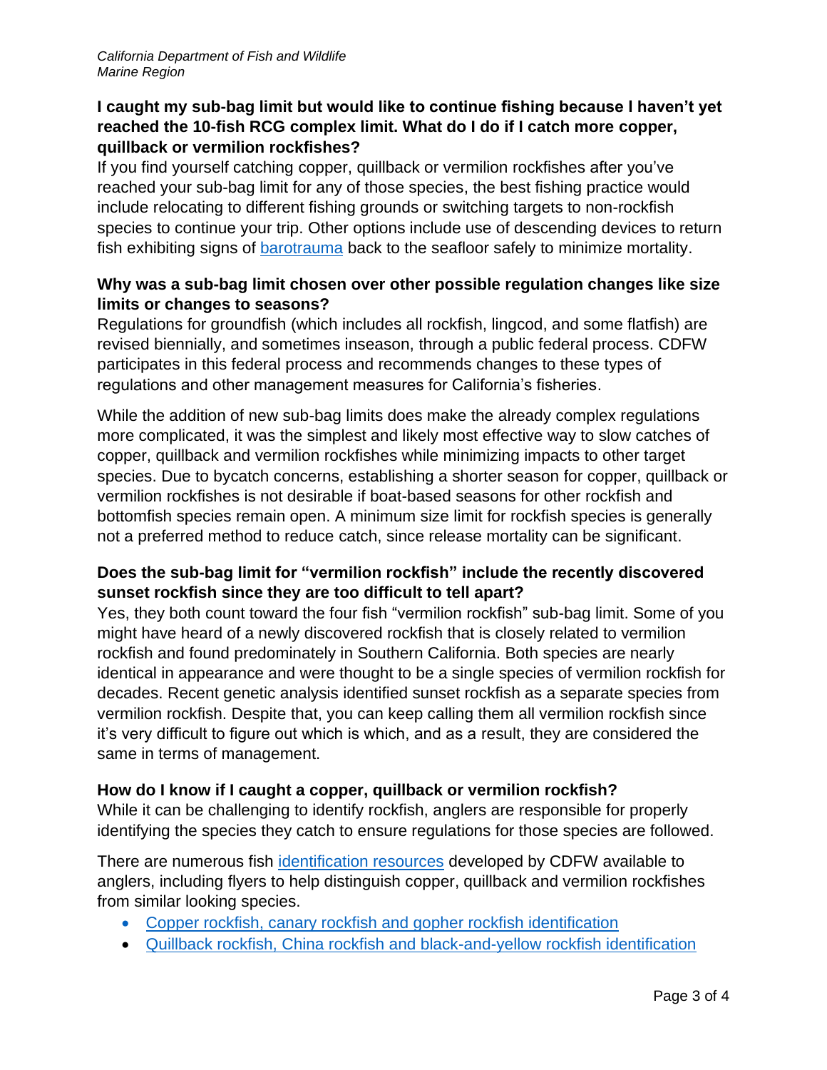**I caught my sub-bag limit but would like to continue fishing because I haven't yet reached the 10-fish RCG complex limit. What do I do if I catch more copper, quillback or vermilion rockfishes?**

If you find yourself catching copper, quillback or vermilion rockfishes after you've reached your sub-bag limit for any of those species, the best fishing practice would include relocating to different fishing grounds or switching targets to non-rockfish species to continue your trip. Other options include use of descending devices to return fish exhibiting signs of barotrauma back to the seafloor safely to minimize mortality.

**Why was a sub-bag limit chosen over other possible regulation changes like size limits or changes to seasons?**

Regulations for groundfish (which includes all rockfish, lingcod, and some flatfish) are revised biennially, and sometimes inseason, through a public federal process. CDFW participates in this federal process and recommends changes to these types of regulations and other management measures for California's fisheries.

While the addition of new sub-bag limits does make the already complex regulations more complicated, it was the simplest and likely most effective way to slow catches of copper, quillback and vermilion rockfishes while minimizing impacts to other target species. Due to bycatch concerns, establishing a shorter season for copper, quillback or vermilion rockfishes is not desirable if boat-based seasons for other rockfish and bottomfish species remain open. A minimum size limit for rockfish species is generally not a preferred method to reduce catch, since release mortality can be significant.

**Does the sub-bag limit for "vermilion rockfish" include the recently discovered sunset rockfish since they are too difficult to tell apart?**

Yes, they both count toward the four fish "vermilion rockfish" sub-bag limit. Some of you might have heard of a newly discovered rockfish that is closely related to vermilion rockfish and found predominately in Southern California. Both species are nearly identical in appearance and were thought to be a single species of vermilion rockfish for decades. Recent genetic analysis identified sunset rockfish as a separate species from vermilion rockfish. Despite that, you can keep calling them all vermilion rockfish since it's very difficult to figure out which is which, and as a result, they are considered the same in terms of management.

**How do I know if I caught a copper, quillback or vermilion rockfish?**

While it can be challenging to identify rockfish, anglers are responsible for properly identifying the species they catch to ensure regulations for those species are followed.

There are numerous fish identification resources developed by CDFW available to anglers, including flyers to help distinguish copper, quillback and vermilion rockfishes from similar looking species.

- Copper rockfish, canary rockfish and gopher rockfish identification
- Quillback rockfish, China rockfish and black-and-yellow rockfish identification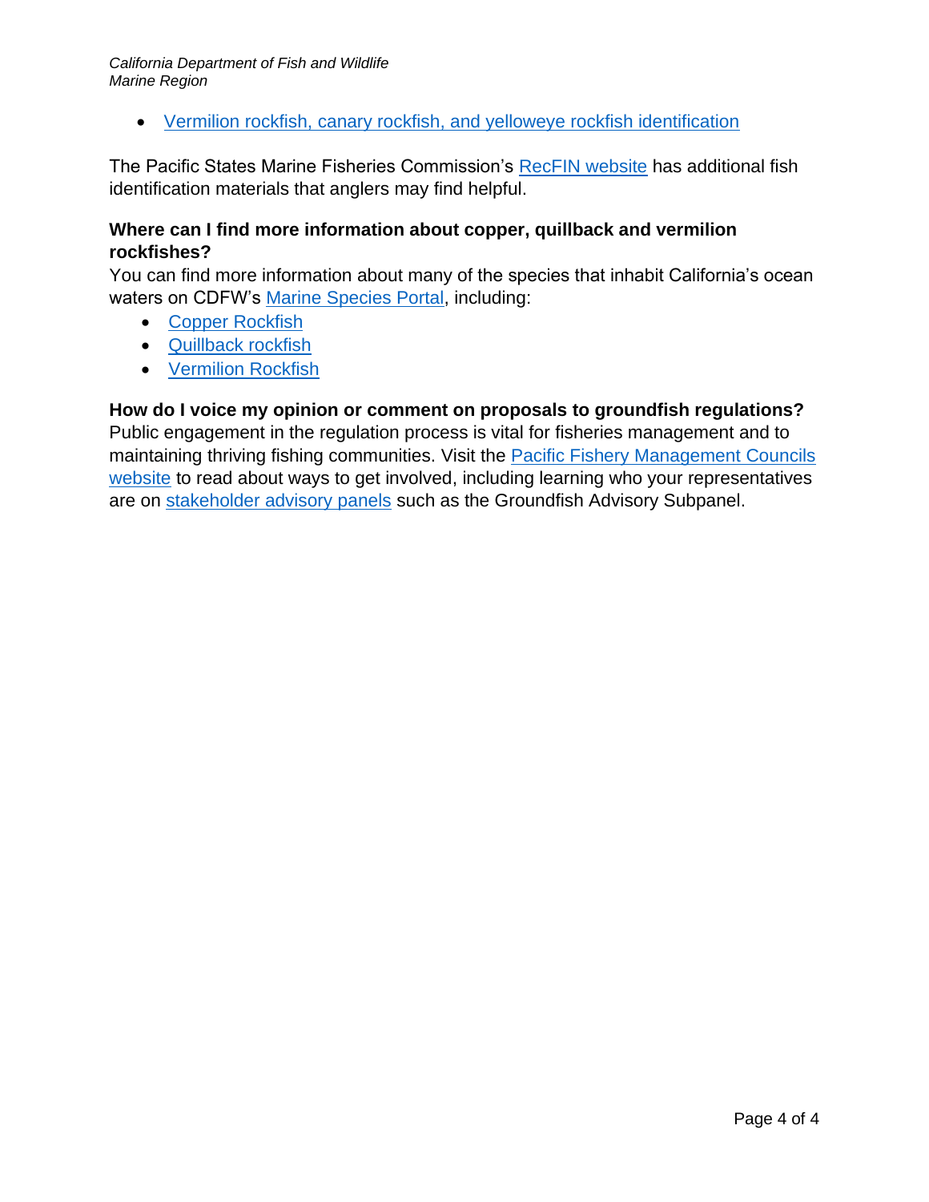- Vermilion rockfish, canary rockfish, and yelloweye rockfish identification

The Pacific States Marine Fisheries Commission's RecFIN website has additional fish identification materials that anglers may find helpful.

**Where can I find more information about copper, quillback and vermilion rockfishes?**

You can find more information about many of the species that inhabit California's ocean waters on CDFW's Marine Species Portal, including:

- Copper Rockfish
- Quillback rockfish
- Vermilion Rockfish

**How do I voice my opinion or comment on proposals to groundfish regulations?**

Public engagement in the regulation process is vital for fisheries management and to maintaining thriving fishing communities. Visit the Pacific Fishery Management Councils website to read about ways to get involved, including learning who your representatives are on stakeholder advisory panels such as the Groundfish Advisory Subpanel.